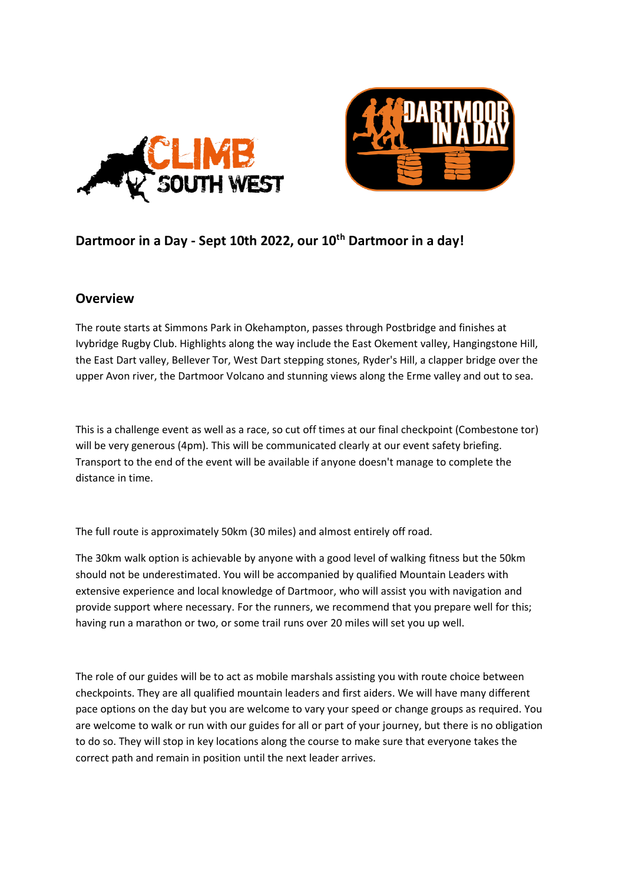## Dartmoor in a Day - Sept 10th 2022, our 10th Dartmoor in a day!

## Overview

The route starts at Simmons Park in Okehampton, passes through Postbridge and finishes at Ivybridge Rugby Club. Highlights along the way include the East Okement valley, Hangingstone Hill, the East Dart valley, Bellever Tor, West Dart stepping stones, Ryder's Hill, a clapper bridge over the upper Avon river, the Dartmoor Volcano and stunning views along the Erme valley and out to sea.

This is a challenge event as well as a race, so cut off times at our final checkpoint (Combestone tor) will be very generous (4pm). This will be communicated clearly at our event safety briefing. Transport to the end of the event will be available if anyone doesn't manage to complete the distance in time.

The full route is approximately 50km (30 miles) and almost entirely off road.

The 30km walk option is achievable by anyone with a good level of walking fitness but the 50km should not be underestimated. You will be accompanied by qualified Mountain Leaders with extensive experience and local knowledge of Dartmoor, who will assist you with navigation and provide support where necessary. For the runners, we recommend that you prepare well for this; having run a marathon or two, or some trail runs over 20 miles will set you up well.

The role of our guides will be to act as mobile marshals assisting you with route choice between checkpoints. They are all qualified mountain leaders and first aiders. We will have many different pace options on the day but you are welcome to vary your speed or change groups as required. You are welcome to walk or run with our guides for all or part of your journey, but there is no obligation to do so. They will stop in key locations along the course to make sure that everyone takes the correct path and remain in position until the next leader arrives.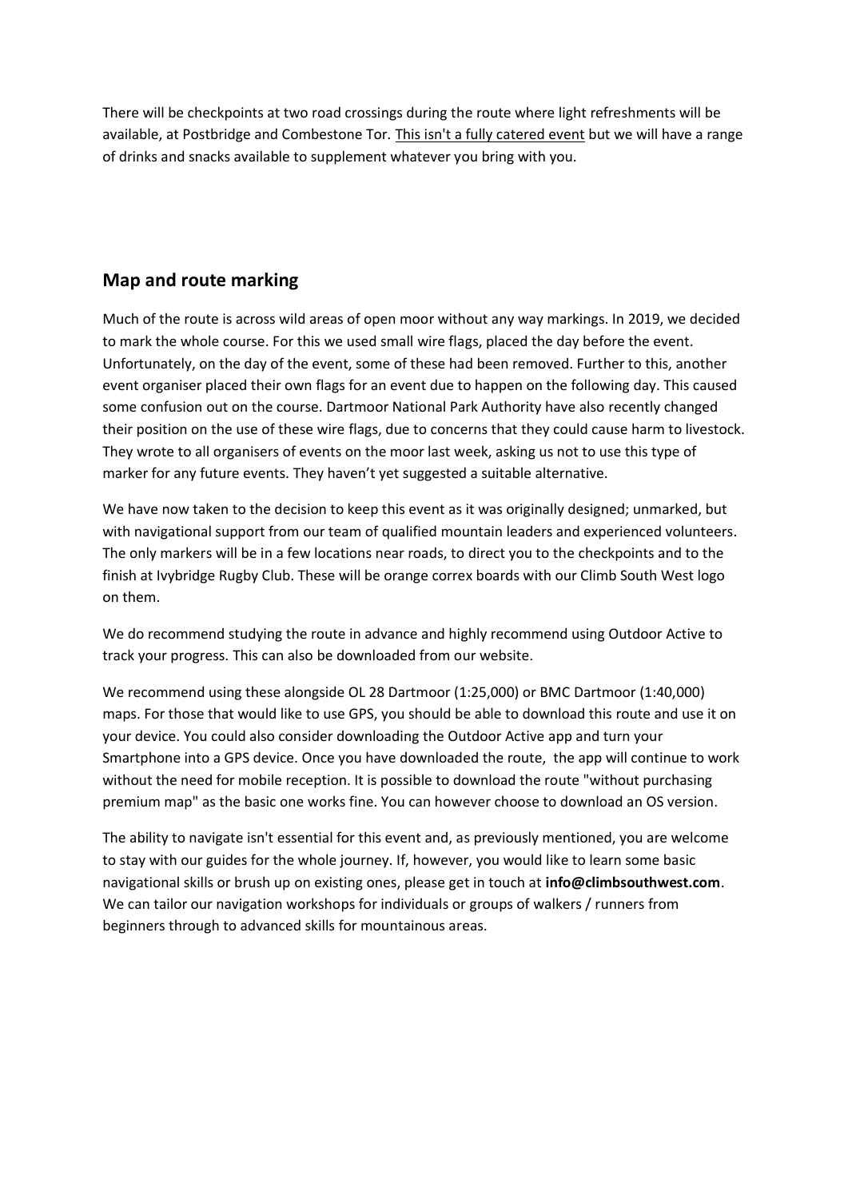There will be checkpoints at two road crossings during the route where light refreshments will be available, at Postbridge and Combestone Tor. This isn't a fully catered event but we will have a range of drinks and snacks available to supplement whatever you bring with you.

## Map and route marking

Much of the route is across wild areas of open moor without any way markings. In 2019, we decided to mark the whole course. For this we used small wire flags, placed the day before the event. Unfortunately, on the day of the event, some of these had been removed. Further to this, another event organiser placed their own flags for an event due to happen on the following day. This caused some confusion out on the course. Dartmoor National Park Authority have also recently changed their position on the use of these wire flags, due to concerns that they could cause harm to livestock. They wrote to all organisers of events on the moor last week, asking us not to use this type of marker for any future events. They haven't yet suggested a suitable alternative.

We have now taken to the decision to keep this event as it was originally designed; unmarked, but with navigational support from our team of qualified mountain leaders and experienced volunteers. The only markers will be in a few locations near roads, to direct you to the checkpoints and to the finish at Ivybridge Rugby Club. These will be orange correx boards with our Climb South West logo on them.

We do recommend studying the route in advance and highly recommend using Outdoor Active to track your progress. This can also be downloaded from our website.

We recommend using these alongside OL 28 Dartmoor (1:25,000) or BMC Dartmoor (1:40,000) maps. For those that would like to use GPS, you should be able to download this route and use it on your device. You could also consider downloading the Outdoor Active app and turn your Smartphone into a GPS device. Once you have downloaded the route, the app will continue to work without the need for mobile reception. It is possible to download the route "without purchasing premium map" as the basic one works fine. You can however choose to download an OS version.

The ability to navigate isn't essential for this event and, as previously mentioned, you are welcome to stay with our guides for the whole journey. If, however, you would like to learn some basic navigational skills or brush up on existing ones, please get in touch at **info@climbsouthwest.com**. We can tailor our navigation workshops for individuals or groups of walkers / runners from beginners through to advanced skills for mountainous areas.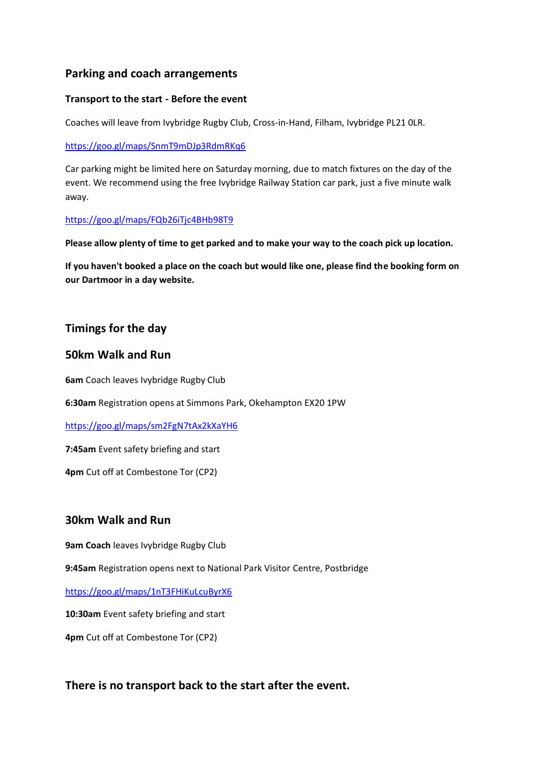## Parking and coach arrangements

### Transport to the start - Before the event

Coaches will leave from Ivybridge Rugby Club, Cross-in-Hand, Filham, Ivybridge PL21 0LR.

https://goo.gl/maps/SnmT9mDJp3RdmRKq6

Car parking might be limited here on Saturday morning, due to match fixtures on the day of the event. We recommend using the free Ivybridge Railway Station car park, just a five minute walk away.

https://goo.gl/maps/FQb26iTjc4BHb98T9

**Please allow plenty of time to get parked and to make your way to the coach pick up location.**

**If you haven't booked a place on the coach but would like one, please find the booking form on our Dartmoor in a day website.**

## Timings for the day

## 50km Walk and Run

**6am** Coach leaves Ivybridge Rugby Club

**6:30am** Registration opens at Simmons Park, Okehampton EX20 1PW

https://goo.gl/maps/sm2FgN7tAx2kXaYH6

**7:45am** Event safety briefing and start

**4pm** Cut off at Combestone Tor (CP2)

## 30km Walk and Run

**9am Coach** leaves Ivybridge Rugby Club

**9:45am** Registration opens next to National Park Visitor Centre, Postbridge

https://goo.gl/maps/1nT3FHiKuLcuByrX6

**10:30am** Event safety briefing and start

**4pm** Cut off at Combestone Tor (CP2)

## There is no transport back to the start after the event.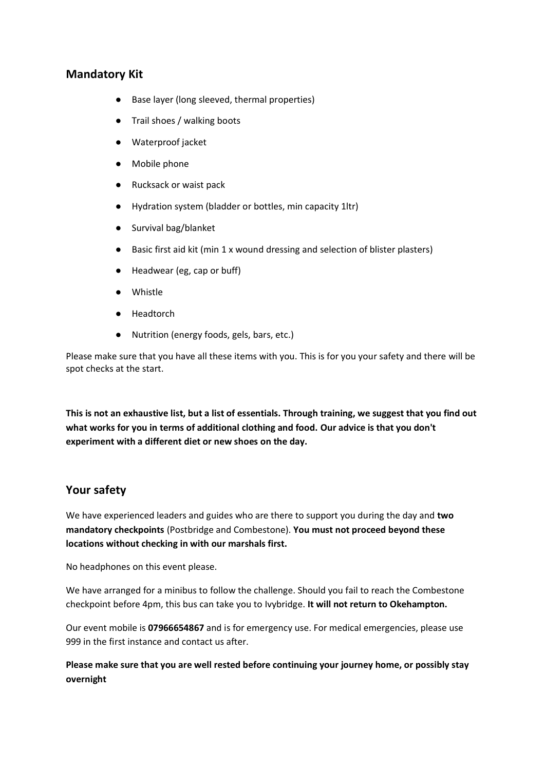## Mandatory Kit

- Base layer (long sleeved, thermal properties)
- Trail shoes / walking boots
- Waterproof jacket
- Mobile phone
- Rucksack or waist pack
- Hydration system (bladder or bottles, min capacity 1ltr)
- Survival bag/blanket
- Basic first aid kit (min 1 x wound dressing and selection of blister plasters)
- Headwear (eg, cap or buff)
- Whistle
- Headtorch
- Nutrition (energy foods, gels, bars, etc.)

Please make sure that you have all these items with you. This is for you your safety and there will be spot checks at the start.

**This is not an exhaustive list, but a list of essentials. Through training, we suggest that you find out what works for you in terms of additional clothing and food. Our advice is that you don't experiment with a different diet or new shoes on the day.**

## Your safety

We have experienced leaders and guides who are there to support you during the day and **two mandatory checkpoints** (Postbridge and Combestone). **You must not proceed beyond these locations without checking in with our marshals first.**

No headphones on this event please.

We have arranged for a minibus to follow the challenge. Should you fail to reach the Combestone checkpoint before 4pm, this bus can take you to Ivybridge. **It will not return to Okehampton.**

Our event mobile is **07966654867** and is for emergency use. For medical emergencies, please use 999 in the first instance and contact us after.

**Please make sure that you are well rested before continuing your journey home, or possibly stay overnight**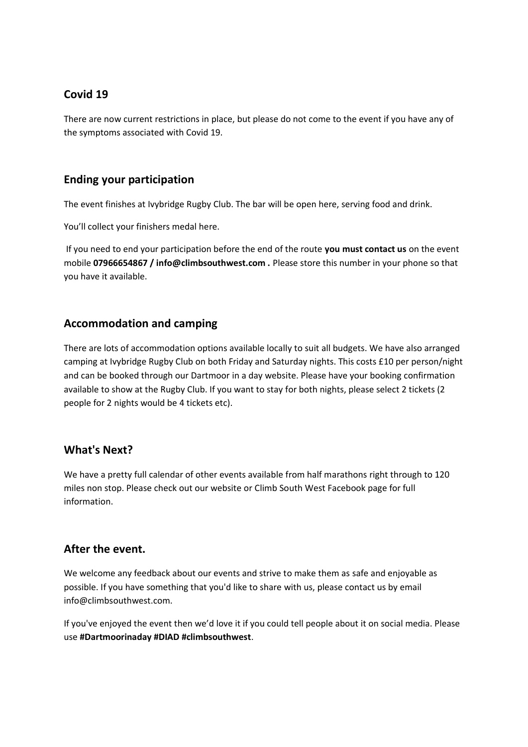## Covid 19

There are now current restrictions in place, but please do not come to the event if you have any of the symptoms associated with Covid 19.

## Ending your participation

The event finishes at Ivybridge Rugby Club. The bar will be open here, serving food and drink.

You'll collect your finishers medal here.

If you need to end your participation before the end of the route **you must contact us** on the event mobile **07966654867 / info@climbsouthwest.com .** Please store this number in your phone so that you have it available.

## Accommodation and camping

There are lots of accommodation options available locally to suit all budgets. We have also arranged camping at Ivybridge Rugby Club on both Friday and Saturday nights. This costs £10 per person/night and can be booked through our Dartmoor in a day website. Please have your booking confirmation available to show at the Rugby Club. If you want to stay for both nights, please select 2 tickets (2 people for 2 nights would be 4 tickets etc).

## What's Next?

We have a pretty full calendar of other events available from half marathons right through to 120 miles non stop. Please check out our website or Climb South West Facebook page for full information.

## After the event.

We welcome any feedback about our events and strive to make them as safe and enjoyable as possible. If you have something that you'd like to share with us, please contact us by email info@climbsouthwest.com.

If you've enjoyed the event then we'd love it if you could tell people about it on social media. Please use **#Dartmoorinaday #DIAD #climbsouthwest**.